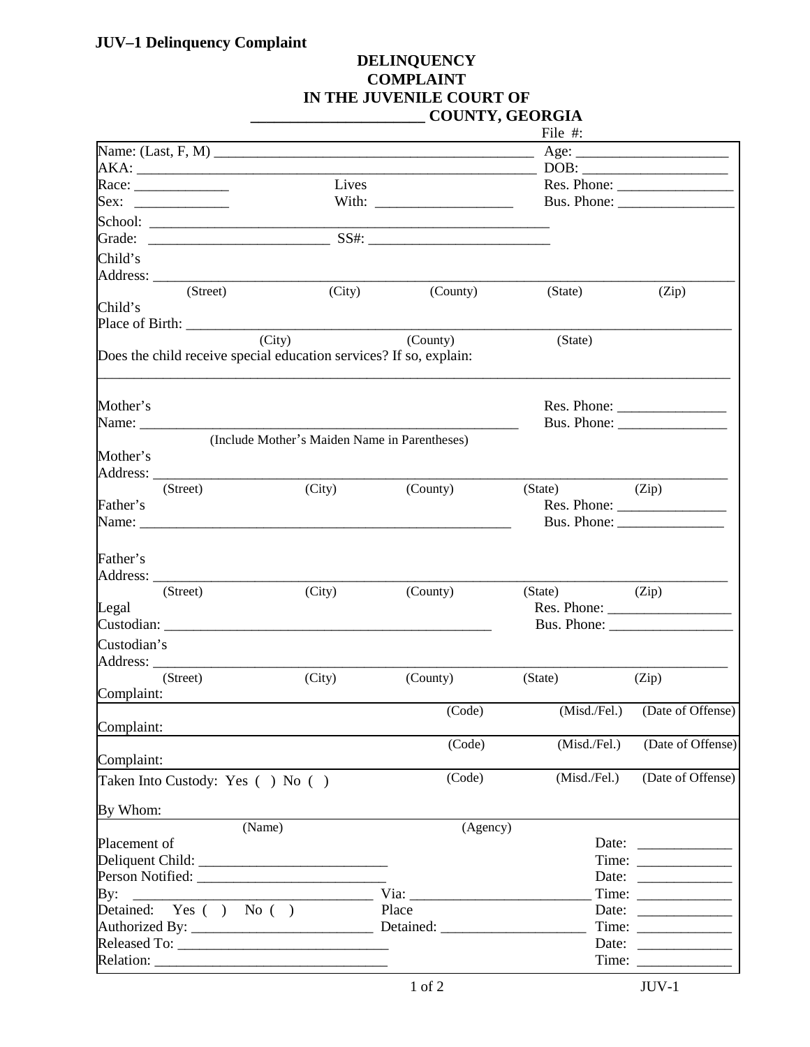**JUV–1 Delinquency Complaint**

# DELINQUENCY COMPLAINT
## IN THE JUVENILE COURT OF
## _____________________ COUNTY, GEORGIA

File #:

Name: (Last, F, M) ___________________________________________ Age: ____________________

AKA: ______________________________________________________ DOB: ____________________

Race: ____________ Lives With: __________________ Res. Phone: ________________

Sex: ____________ Bus. Phone: ________________

School: ____________________________________________________

Grade: _______________________ SS#: _______________________

Child's Address: ____________________________________________________________________________
(Street) (City) (County) (State) (Zip)

Child's Place of Birth: ______________________________________________________________________
(City) (County) (State)

Does the child receive special education services? If so, explain:
____________________________________________________________________________________

Mother's Name: ___________________________________________________ Res. Phone: _______________
(Include Mother's Maiden Name in Parentheses) Bus. Phone: _______________

Mother's Address: ___________________________________________________________________________
(Street) (City) (County) (State) (Zip)

Father's Name: ___________________________________________________ Res. Phone: _______________
Bus. Phone: _______________

Father's Address: ___________________________________________________________________________
(Street) (City) (County) (State) (Zip)

Legal Custodian: ____________________________________________ Res. Phone: ________________
Bus. Phone: ________________

Custodian's Address: ________________________________________________________________________
(Street) (City) (County) (State) (Zip)

Complaint: ________________________________________________________________________________
(Code) (Misd./Fel.) (Date of Offense)

Complaint: ________________________________________________________________________________
(Code) (Misd./Fel.) (Date of Offense)

Complaint: ________________________________________________________________________________
(Code) (Misd./Fel.) (Date of Offense)

Taken Into Custody: Yes ( ) No ( )

By Whom: ________________________________________________________________________________
(Name) (Agency)

Placement of Deliquent Child: _________________________ Date: _____________
Time: _____________

Person Notified: _________________________ Date: _____________

By: _______________________________ Via: ________________________ Time: _____________

Detained: Yes ( ) No ( ) Place Detained: ___________________ Date: _____________

Authorized By: _________________________ Time: _____________

Released To: ____________________________ Date: _____________

Relation: _______________________________ Time: _____________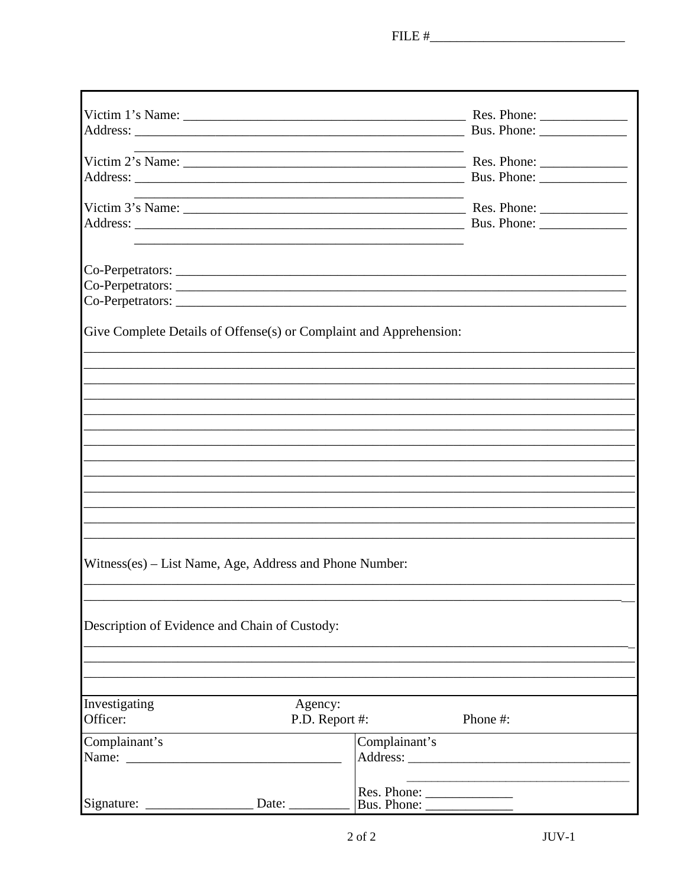FILE #_____________________________

Victim 1's Name: ___________________________________________ Res. Phone: _____________
Address: ___________________________________________________ Bus. Phone: _____________
___________________________________________________

Victim 2's Name: ___________________________________________ Res. Phone: _____________
Address: ___________________________________________________ Bus. Phone: _____________
___________________________________________________

Victim 3's Name: ___________________________________________ Res. Phone: _____________
Address: ___________________________________________________ Bus. Phone: _____________
___________________________________________________

Co-Perpetrators: _______________________________________________________________________
Co-Perpetrators: _______________________________________________________________________
Co-Perpetrators: _______________________________________________________________________

Give Complete Details of Offense(s) or Complaint and Apprehension:

_____________________________________________________________________________________
_____________________________________________________________________________________
_____________________________________________________________________________________
_____________________________________________________________________________________
_____________________________________________________________________________________
_____________________________________________________________________________________
_____________________________________________________________________________________
_____________________________________________________________________________________
_____________________________________________________________________________________
_____________________________________________________________________________________
_____________________________________________________________________________________
_____________________________________________________________________________________
_____________________________________________________________________________________
_____________________________________________________________________________________

Witness(es) – List Name, Age, Address and Phone Number:

_____________________________________________________________________________________
_____________________________________________________________________________________

Description of Evidence and Chain of Custody:

_____________________________________________________________________________________
_____________________________________________________________________________________
_____________________________________________________________________________________

| | | |
|---|---|---|
| Investigating Officer: | Agency: P.D. Report #: | Phone #: |

| | |
|---|---|
| Complainant's Name: ________________________________ | Complainant's Address: __________________________________ __________________________________ |
| Signature: ________________ Date: _________ | Res. Phone: _____________ Bus. Phone: _____________ |